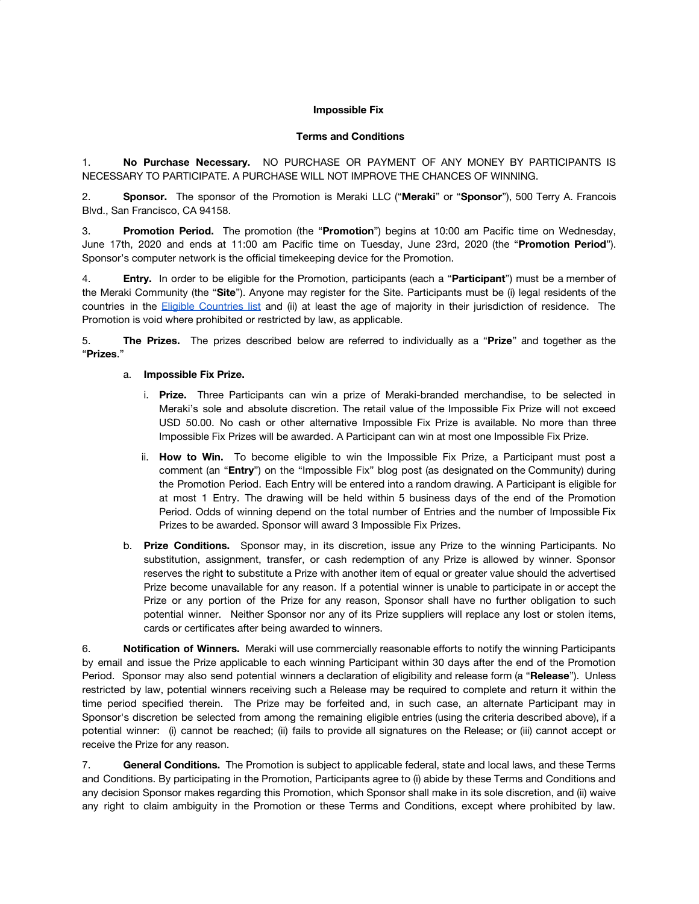**Impossible Fix**

**Terms and Conditions**

1. **No Purchase Necessary.** NO PURCHASE OR PAYMENT OF ANY MONEY BY PARTICIPANTS IS NECESSARY TO PARTICIPATE. A PURCHASE WILL NOT IMPROVE THE CHANCES OF WINNING.

2. **Sponsor.** The sponsor of the Promotion is Meraki LLC ("**Meraki**" or "**Sponsor**"), 500 Terry A. Francois Blvd., San Francisco, CA 94158.

3. **Promotion Period.** The promotion (the "**Promotion**") begins at 10:00 am Pacific time on Wednesday, June 17th, 2020 and ends at 11:00 am Pacific time on Tuesday, June 23rd, 2020 (the "**Promotion Period**"). Sponsor's computer network is the official timekeeping device for the Promotion.

4. **Entry.** In order to be eligible for the Promotion, participants (each a "**Participant**") must be a member of the Meraki Community (the "**Site**"). Anyone may register for the Site. Participants must be (i) legal residents of the countries in the Eligible Countries list and (ii) at least the age of majority in their jurisdiction of residence. The Promotion is void where prohibited or restricted by law, as applicable.

5. **The Prizes.** The prizes described below are referred to individually as a "**Prize**" and together as the "**Prizes**."

   a. **Impossible Fix Prize.**

      i. **Prize.** Three Participants can win a prize of Meraki-branded merchandise, to be selected in Meraki's sole and absolute discretion. The retail value of the Impossible Fix Prize will not exceed USD 50.00. No cash or other alternative Impossible Fix Prize is available. No more than three Impossible Fix Prizes will be awarded. A Participant can win at most one Impossible Fix Prize.

      ii. **How to Win.** To become eligible to win the Impossible Fix Prize, a Participant must post a comment (an "**Entry**") on the "Impossible Fix" blog post (as designated on the Community) during the Promotion Period. Each Entry will be entered into a random drawing. A Participant is eligible for at most 1 Entry. The drawing will be held within 5 business days of the end of the Promotion Period. Odds of winning depend on the total number of Entries and the number of Impossible Fix Prizes to be awarded. Sponsor will award 3 Impossible Fix Prizes.

   b. **Prize Conditions.** Sponsor may, in its discretion, issue any Prize to the winning Participants. No substitution, assignment, transfer, or cash redemption of any Prize is allowed by winner. Sponsor reserves the right to substitute a Prize with another item of equal or greater value should the advertised Prize become unavailable for any reason. If a potential winner is unable to participate in or accept the Prize or any portion of the Prize for any reason, Sponsor shall have no further obligation to such potential winner. Neither Sponsor nor any of its Prize suppliers will replace any lost or stolen items, cards or certificates after being awarded to winners.

6. **Notification of Winners.** Meraki will use commercially reasonable efforts to notify the winning Participants by email and issue the Prize applicable to each winning Participant within 30 days after the end of the Promotion Period. Sponsor may also send potential winners a declaration of eligibility and release form (a "**Release**"). Unless restricted by law, potential winners receiving such a Release may be required to complete and return it within the time period specified therein. The Prize may be forfeited and, in such case, an alternate Participant may in Sponsor's discretion be selected from among the remaining eligible entries (using the criteria described above), if a potential winner: (i) cannot be reached; (ii) fails to provide all signatures on the Release; or (iii) cannot accept or receive the Prize for any reason.

7. **General Conditions.** The Promotion is subject to applicable federal, state and local laws, and these Terms and Conditions. By participating in the Promotion, Participants agree to (i) abide by these Terms and Conditions and any decision Sponsor makes regarding this Promotion, which Sponsor shall make in its sole discretion, and (ii) waive any right to claim ambiguity in the Promotion or these Terms and Conditions, except where prohibited by law.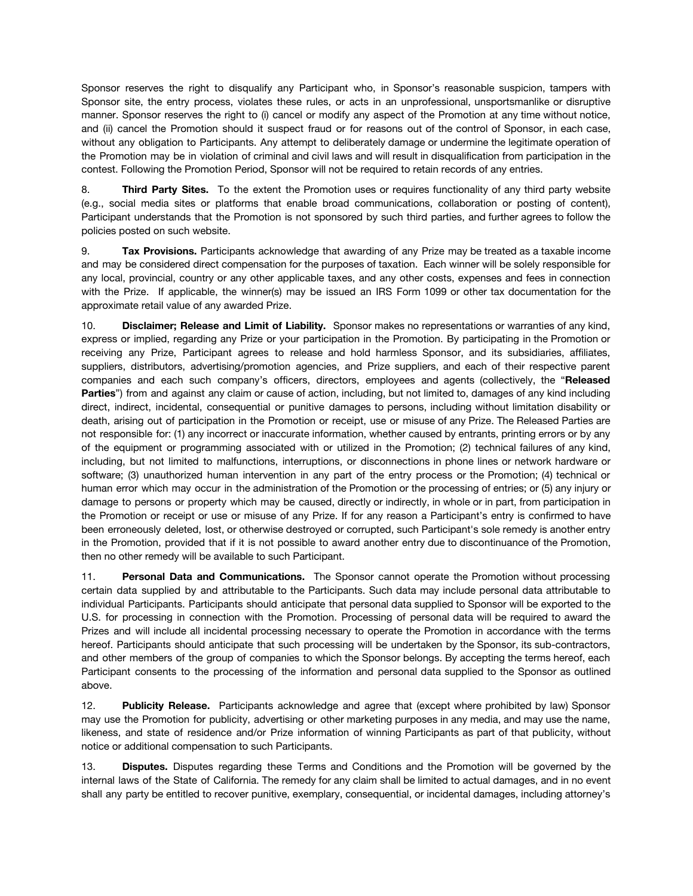Sponsor reserves the right to disqualify any Participant who, in Sponsor's reasonable suspicion, tampers with Sponsor site, the entry process, violates these rules, or acts in an unprofessional, unsportsmanlike or disruptive manner. Sponsor reserves the right to (i) cancel or modify any aspect of the Promotion at any time without notice, and (ii) cancel the Promotion should it suspect fraud or for reasons out of the control of Sponsor, in each case, without any obligation to Participants. Any attempt to deliberately damage or undermine the legitimate operation of the Promotion may be in violation of criminal and civil laws and will result in disqualification from participation in the contest. Following the Promotion Period, Sponsor will not be required to retain records of any entries.

8. **Third Party Sites.** To the extent the Promotion uses or requires functionality of any third party website (e.g., social media sites or platforms that enable broad communications, collaboration or posting of content), Participant understands that the Promotion is not sponsored by such third parties, and further agrees to follow the policies posted on such website.

9. **Tax Provisions.** Participants acknowledge that awarding of any Prize may be treated as a taxable income and may be considered direct compensation for the purposes of taxation. Each winner will be solely responsible for any local, provincial, country or any other applicable taxes, and any other costs, expenses and fees in connection with the Prize. If applicable, the winner(s) may be issued an IRS Form 1099 or other tax documentation for the approximate retail value of any awarded Prize.

10. **Disclaimer; Release and Limit of Liability.** Sponsor makes no representations or warranties of any kind, express or implied, regarding any Prize or your participation in the Promotion. By participating in the Promotion or receiving any Prize, Participant agrees to release and hold harmless Sponsor, and its subsidiaries, affiliates, suppliers, distributors, advertising/promotion agencies, and Prize suppliers, and each of their respective parent companies and each such company's officers, directors, employees and agents (collectively, the "**Released Parties**") from and against any claim or cause of action, including, but not limited to, damages of any kind including direct, indirect, incidental, consequential or punitive damages to persons, including without limitation disability or death, arising out of participation in the Promotion or receipt, use or misuse of any Prize. The Released Parties are not responsible for: (1) any incorrect or inaccurate information, whether caused by entrants, printing errors or by any of the equipment or programming associated with or utilized in the Promotion; (2) technical failures of any kind, including, but not limited to malfunctions, interruptions, or disconnections in phone lines or network hardware or software; (3) unauthorized human intervention in any part of the entry process or the Promotion; (4) technical or human error which may occur in the administration of the Promotion or the processing of entries; or (5) any injury or damage to persons or property which may be caused, directly or indirectly, in whole or in part, from participation in the Promotion or receipt or use or misuse of any Prize. If for any reason a Participant's entry is confirmed to have been erroneously deleted, lost, or otherwise destroyed or corrupted, such Participant's sole remedy is another entry in the Promotion, provided that if it is not possible to award another entry due to discontinuance of the Promotion, then no other remedy will be available to such Participant.

11. **Personal Data and Communications.** The Sponsor cannot operate the Promotion without processing certain data supplied by and attributable to the Participants. Such data may include personal data attributable to individual Participants. Participants should anticipate that personal data supplied to Sponsor will be exported to the U.S. for processing in connection with the Promotion. Processing of personal data will be required to award the Prizes and will include all incidental processing necessary to operate the Promotion in accordance with the terms hereof. Participants should anticipate that such processing will be undertaken by the Sponsor, its sub-contractors, and other members of the group of companies to which the Sponsor belongs. By accepting the terms hereof, each Participant consents to the processing of the information and personal data supplied to the Sponsor as outlined above.

12. **Publicity Release.** Participants acknowledge and agree that (except where prohibited by law) Sponsor may use the Promotion for publicity, advertising or other marketing purposes in any media, and may use the name, likeness, and state of residence and/or Prize information of winning Participants as part of that publicity, without notice or additional compensation to such Participants.

13. **Disputes.** Disputes regarding these Terms and Conditions and the Promotion will be governed by the internal laws of the State of California. The remedy for any claim shall be limited to actual damages, and in no event shall any party be entitled to recover punitive, exemplary, consequential, or incidental damages, including attorney's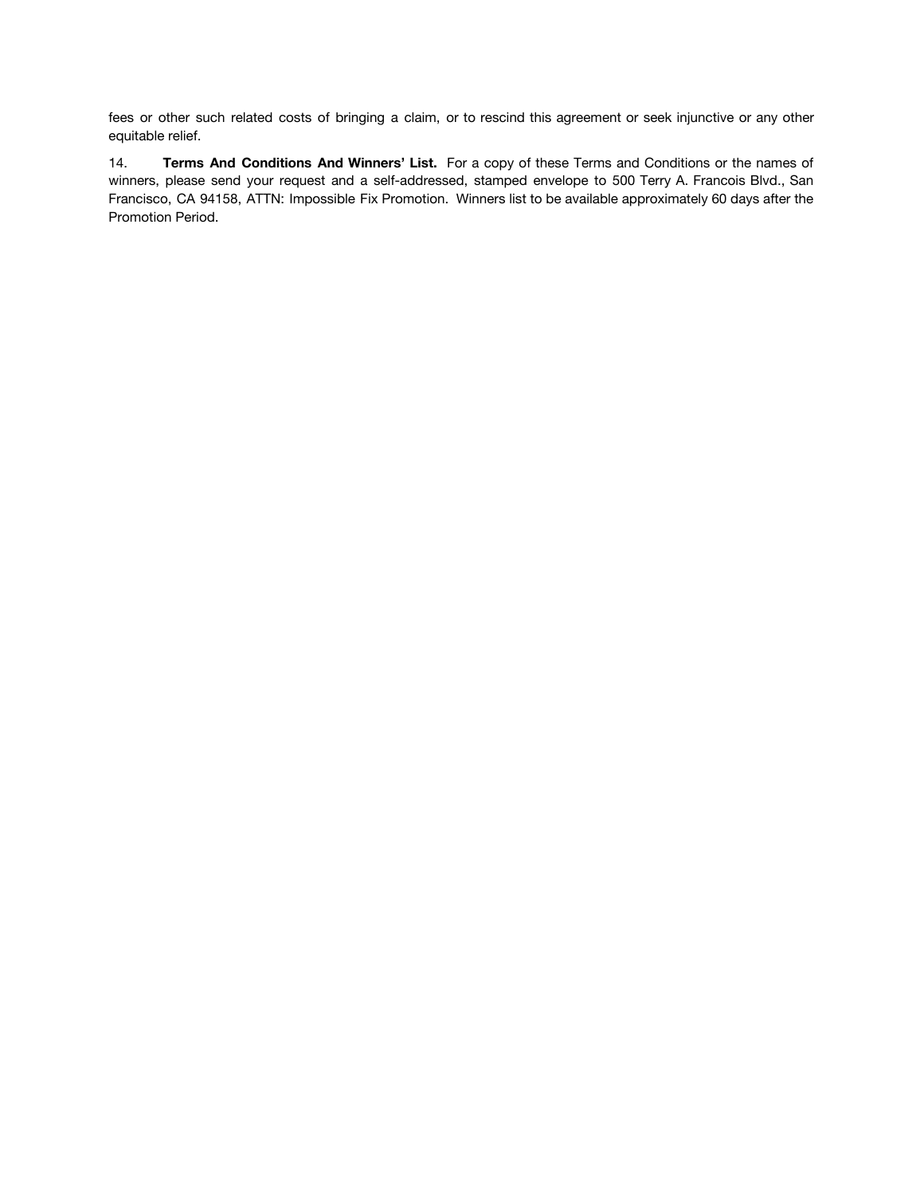fees or other such related costs of bringing a claim, or to rescind this agreement or seek injunctive or any other equitable relief.

14. **Terms And Conditions And Winners' List.** For a copy of these Terms and Conditions or the names of winners, please send your request and a self-addressed, stamped envelope to 500 Terry A. Francois Blvd., San Francisco, CA 94158, ATTN: Impossible Fix Promotion. Winners list to be available approximately 60 days after the Promotion Period.